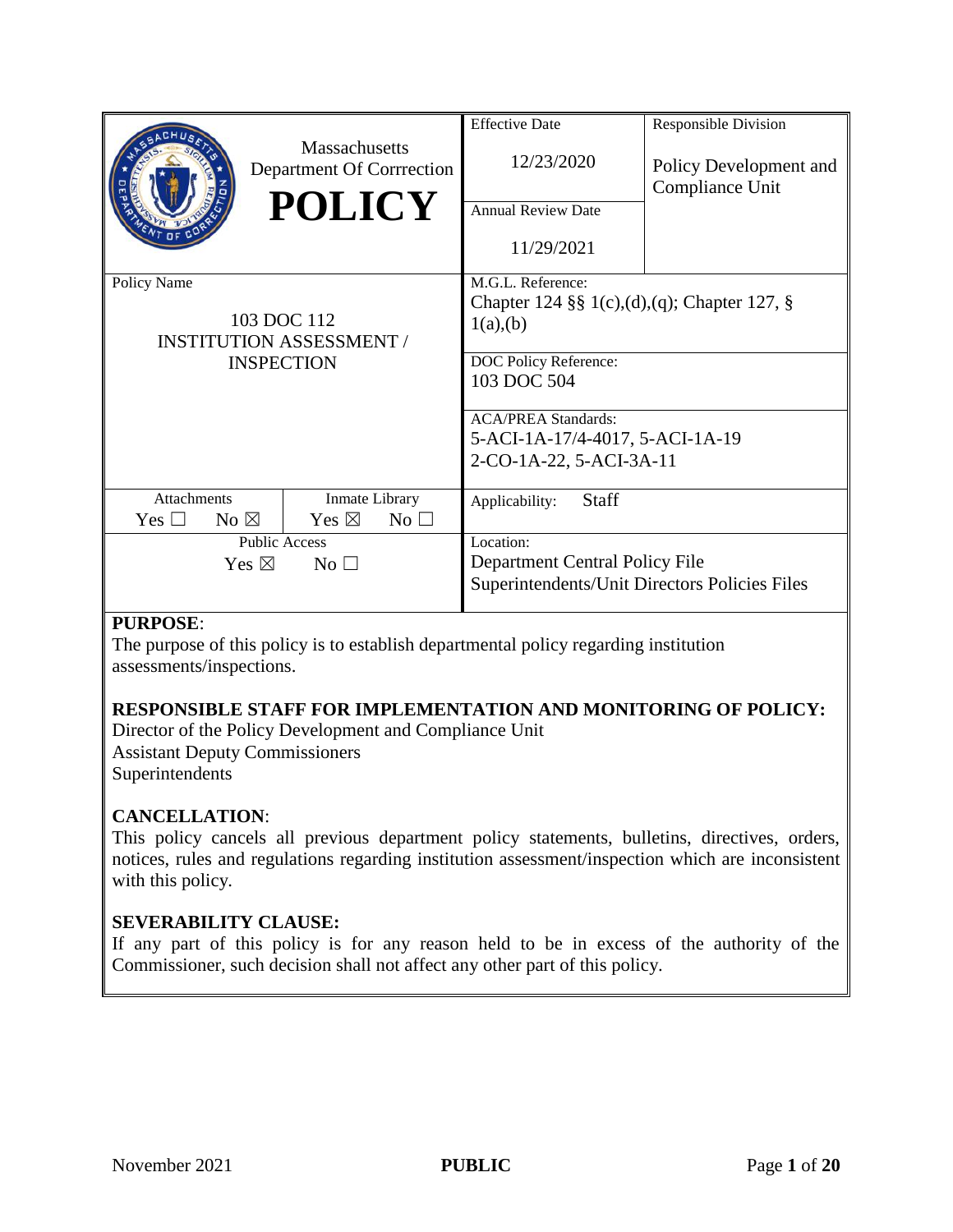| Massachusetts Department Of Correction **POLICY** | Effective Date 12/23/2020 | Responsible Division Policy Development and Compliance Unit |
|---|---|---|
| | Annual Review Date 11/29/2021 | |
| Policy Name 103 DOC 112 INSTITUTION ASSESSMENT / INSPECTION | M.G.L. Reference: Chapter 124 §§ 1(c),(d),(q); Chapter 127, § 1(a),(b) | |
| | DOC Policy Reference: 103 DOC 504 | |
| | ACA/PREA Standards: 5-ACI-1A-17/4-4017, 5-ACI-1A-19 2-CO-1A-22, 5-ACI-3A-11 | |
| Attachments Yes ☐ No ☒ / Inmate Library Yes ☒ No ☐ | Applicability: Staff | |
| Public Access Yes ☒ No ☐ | Location: Department Central Policy File Superintendents/Unit Directors Policies Files | |

**PURPOSE**:
The purpose of this policy is to establish departmental policy regarding institution assessments/inspections.

**RESPONSIBLE STAFF FOR IMPLEMENTATION AND MONITORING OF POLICY:**
Director of the Policy Development and Compliance Unit
Assistant Deputy Commissioners
Superintendents

**CANCELLATION**:
This policy cancels all previous department policy statements, bulletins, directives, orders, notices, rules and regulations regarding institution assessment/inspection which are inconsistent with this policy.

**SEVERABILITY CLAUSE:**
If any part of this policy is for any reason held to be in excess of the authority of the Commissioner, such decision shall not affect any other part of this policy.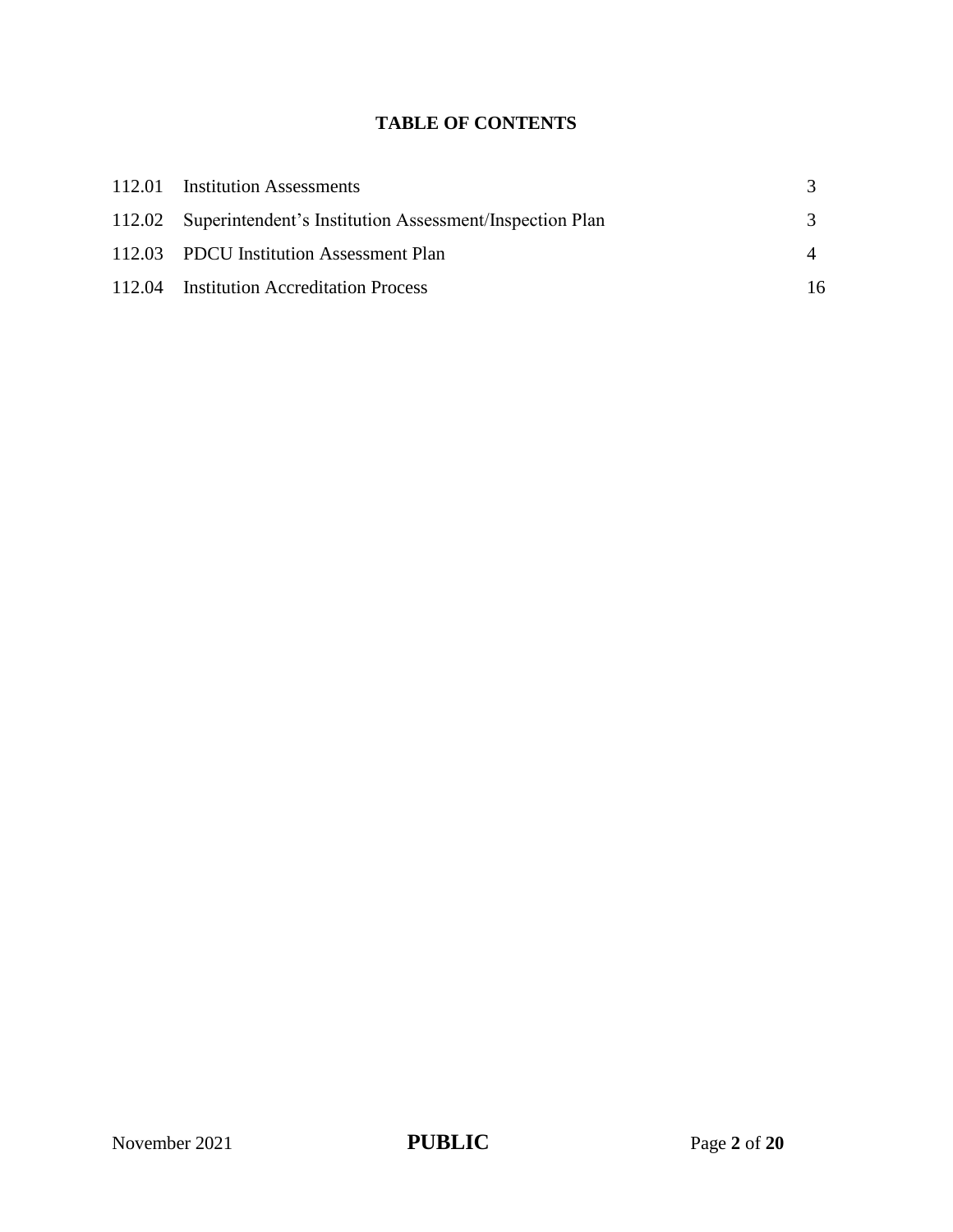**TABLE OF CONTENTS**

| | | |
|---|---|---|
| 112.01 | Institution Assessments | 3 |
| 112.02 | Superintendent's Institution Assessment/Inspection Plan | 3 |
| 112.03 | PDCU Institution Assessment Plan | 4 |
| 112.04 | Institution Accreditation Process | 16 |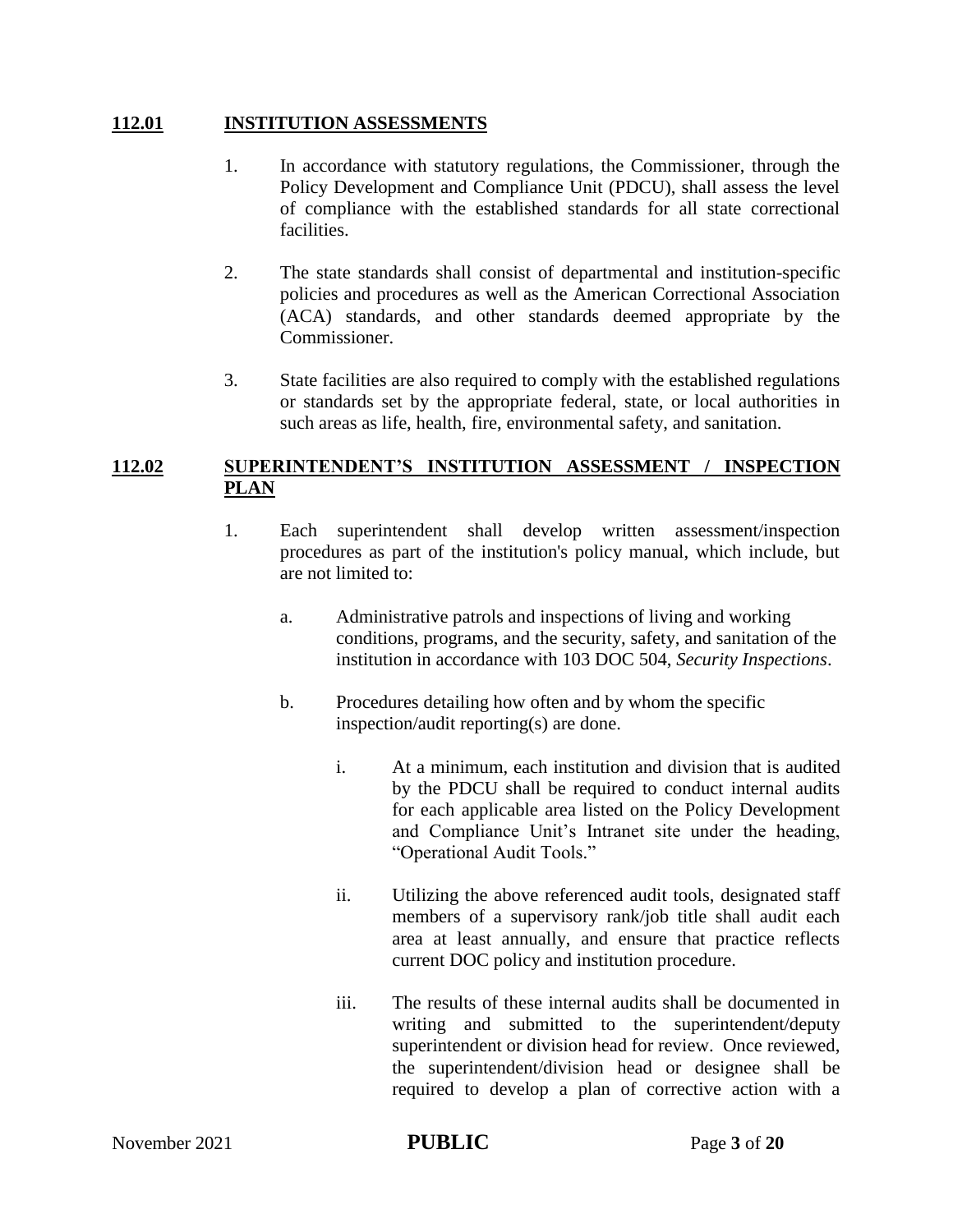## 112.01 INSTITUTION ASSESSMENTS

1. In accordance with statutory regulations, the Commissioner, through the Policy Development and Compliance Unit (PDCU), shall assess the level of compliance with the established standards for all state correctional facilities.

2. The state standards shall consist of departmental and institution-specific policies and procedures as well as the American Correctional Association (ACA) standards, and other standards deemed appropriate by the Commissioner.

3. State facilities are also required to comply with the established regulations or standards set by the appropriate federal, state, or local authorities in such areas as life, health, fire, environmental safety, and sanitation.

## 112.02 SUPERINTENDENT'S INSTITUTION ASSESSMENT / INSPECTION PLAN

1. Each superintendent shall develop written assessment/inspection procedures as part of the institution's policy manual, which include, but are not limited to:

   a. Administrative patrols and inspections of living and working conditions, programs, and the security, safety, and sanitation of the institution in accordance with 103 DOC 504, *Security Inspections*.

   b. Procedures detailing how often and by whom the specific inspection/audit reporting(s) are done.

      i. At a minimum, each institution and division that is audited by the PDCU shall be required to conduct internal audits for each applicable area listed on the Policy Development and Compliance Unit's Intranet site under the heading, "Operational Audit Tools."

      ii. Utilizing the above referenced audit tools, designated staff members of a supervisory rank/job title shall audit each area at least annually, and ensure that practice reflects current DOC policy and institution procedure.

      iii. The results of these internal audits shall be documented in writing and submitted to the superintendent/deputy superintendent or division head for review. Once reviewed, the superintendent/division head or designee shall be required to develop a plan of corrective action with a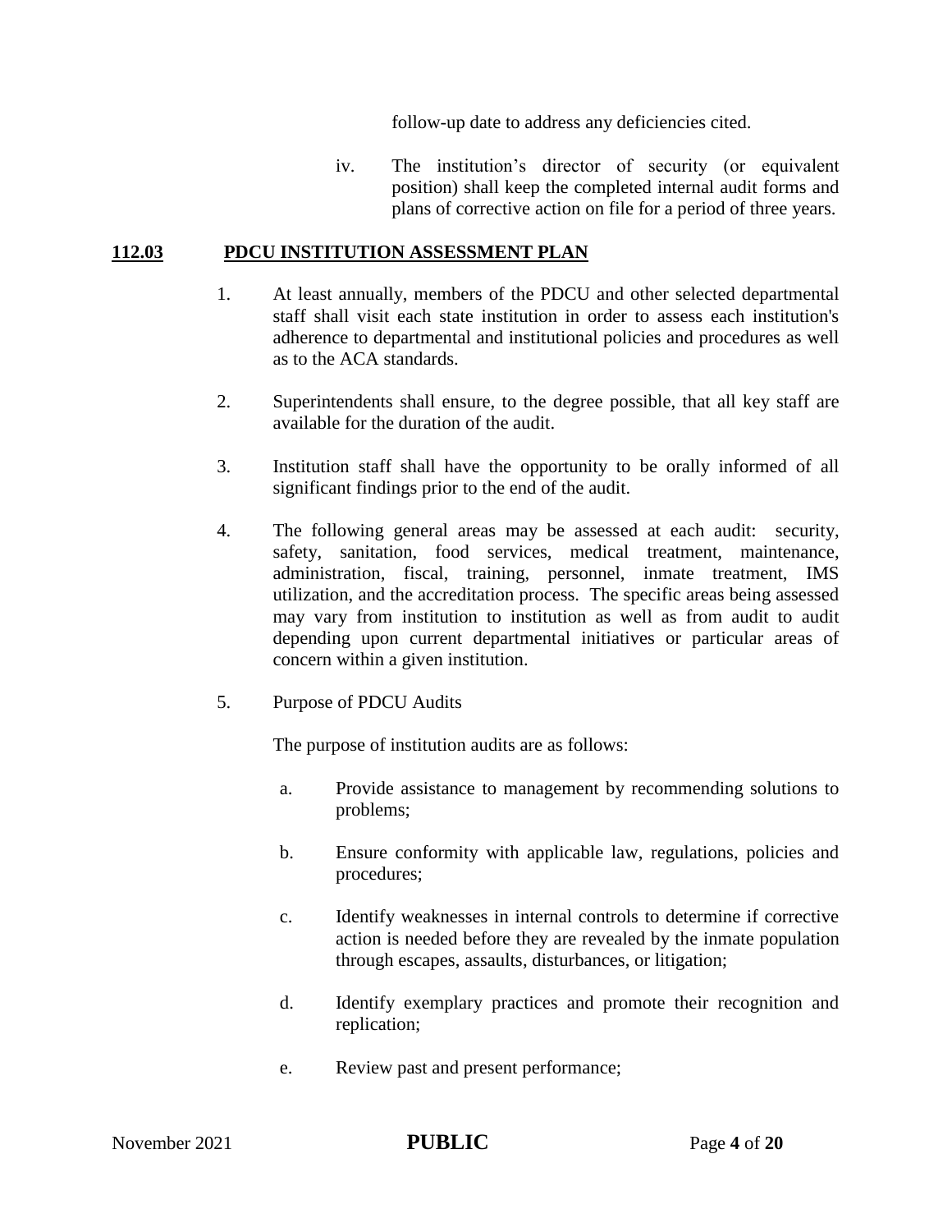follow-up date to address any deficiencies cited.

iv. The institution's director of security (or equivalent position) shall keep the completed internal audit forms and plans of corrective action on file for a period of three years.

## 112.03 PDCU INSTITUTION ASSESSMENT PLAN

1. At least annually, members of the PDCU and other selected departmental staff shall visit each state institution in order to assess each institution's adherence to departmental and institutional policies and procedures as well as to the ACA standards.

2. Superintendents shall ensure, to the degree possible, that all key staff are available for the duration of the audit.

3. Institution staff shall have the opportunity to be orally informed of all significant findings prior to the end of the audit.

4. The following general areas may be assessed at each audit: security, safety, sanitation, food services, medical treatment, maintenance, administration, fiscal, training, personnel, inmate treatment, IMS utilization, and the accreditation process. The specific areas being assessed may vary from institution to institution as well as from audit to audit depending upon current departmental initiatives or particular areas of concern within a given institution.

5. Purpose of PDCU Audits

   The purpose of institution audits are as follows:

   a. Provide assistance to management by recommending solutions to problems;

   b. Ensure conformity with applicable law, regulations, policies and procedures;

   c. Identify weaknesses in internal controls to determine if corrective action is needed before they are revealed by the inmate population through escapes, assaults, disturbances, or litigation;

   d. Identify exemplary practices and promote their recognition and replication;

   e. Review past and present performance;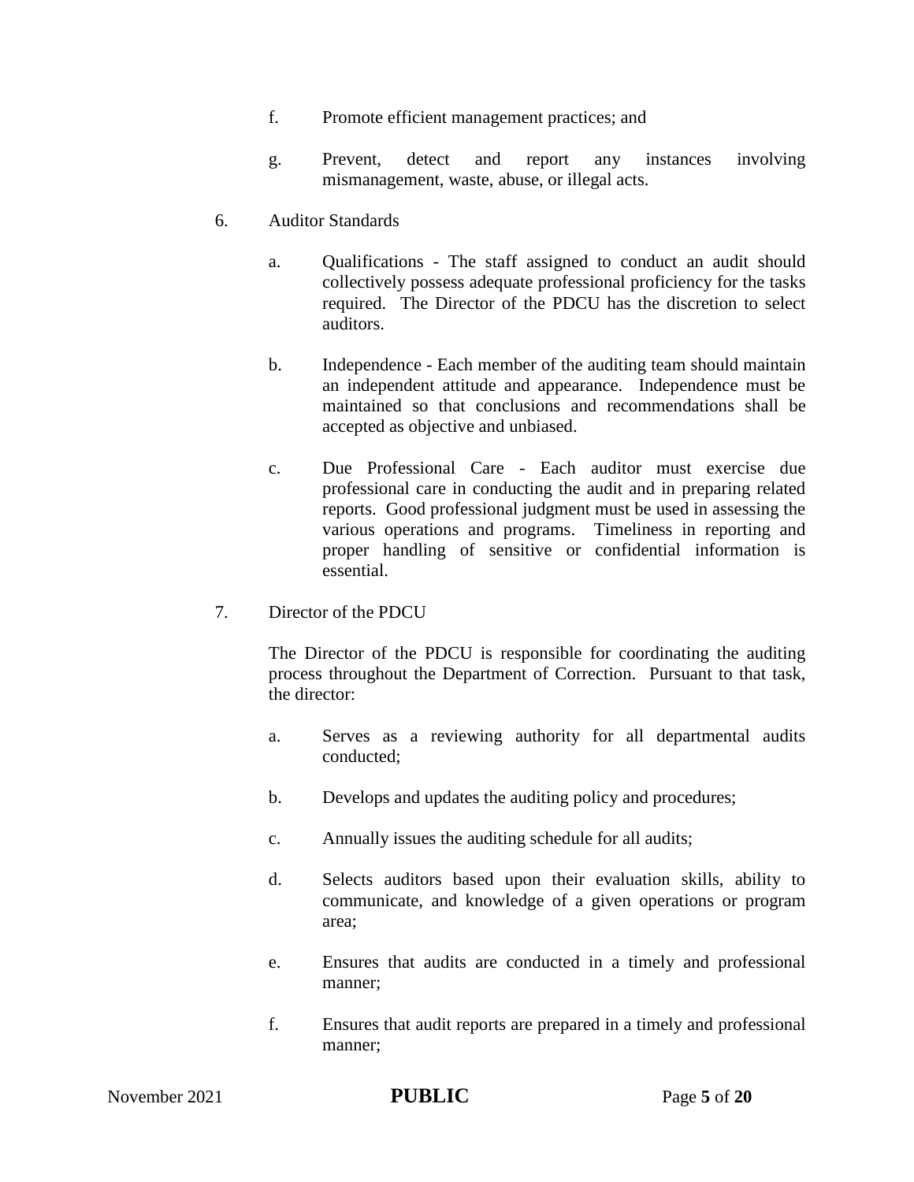f. Promote efficient management practices; and

g. Prevent, detect and report any instances involving mismanagement, waste, abuse, or illegal acts.

6. Auditor Standards

   a. Qualifications - The staff assigned to conduct an audit should collectively possess adequate professional proficiency for the tasks required. The Director of the PDCU has the discretion to select auditors.

   b. Independence - Each member of the auditing team should maintain an independent attitude and appearance. Independence must be maintained so that conclusions and recommendations shall be accepted as objective and unbiased.

   c. Due Professional Care - Each auditor must exercise due professional care in conducting the audit and in preparing related reports. Good professional judgment must be used in assessing the various operations and programs. Timeliness in reporting and proper handling of sensitive or confidential information is essential.

7. Director of the PDCU

   The Director of the PDCU is responsible for coordinating the auditing process throughout the Department of Correction. Pursuant to that task, the director:

   a. Serves as a reviewing authority for all departmental audits conducted;

   b. Develops and updates the auditing policy and procedures;

   c. Annually issues the auditing schedule for all audits;

   d. Selects auditors based upon their evaluation skills, ability to communicate, and knowledge of a given operations or program area;

   e. Ensures that audits are conducted in a timely and professional manner;

   f. Ensures that audit reports are prepared in a timely and professional manner;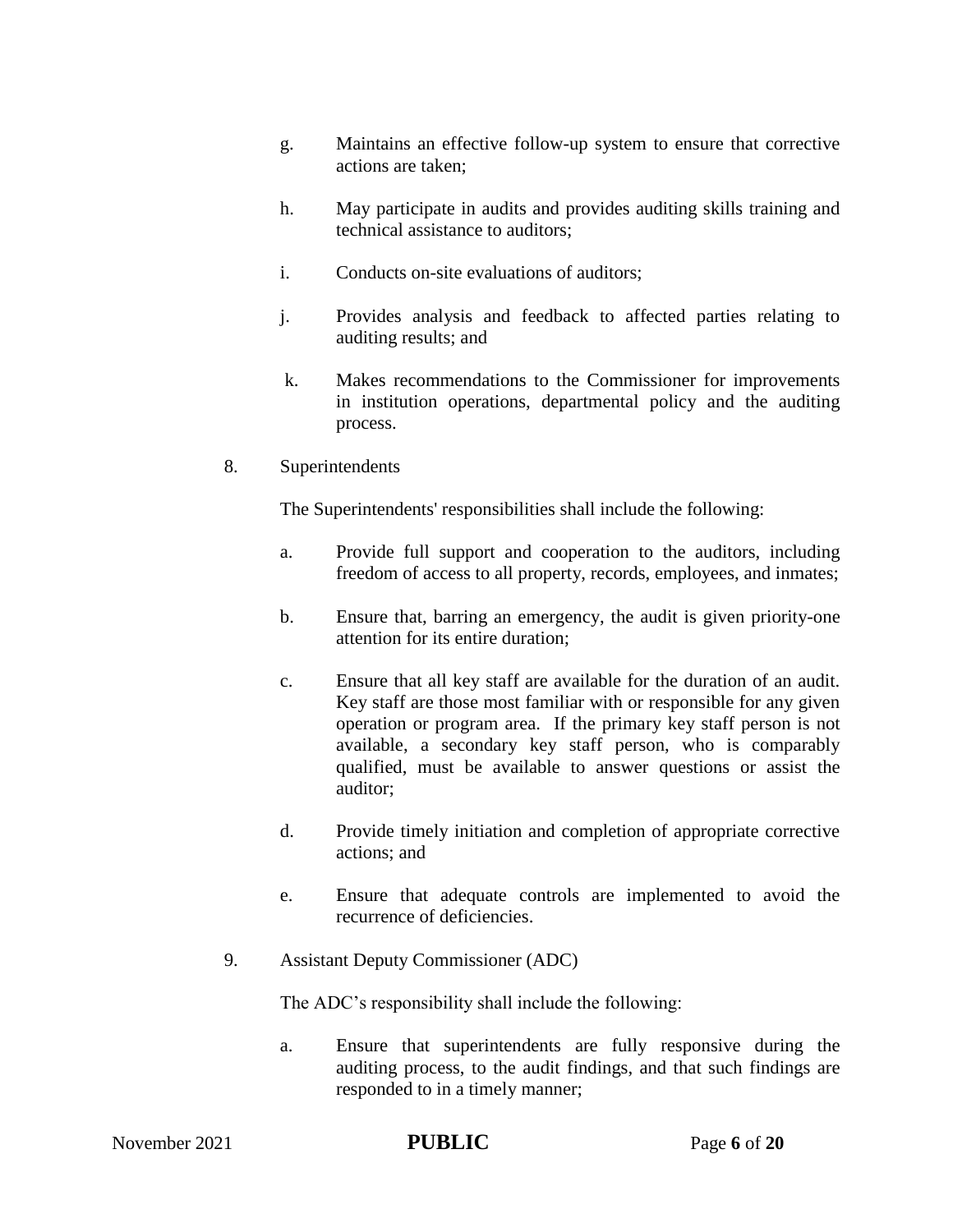g. Maintains an effective follow-up system to ensure that corrective actions are taken;

h. May participate in audits and provides auditing skills training and technical assistance to auditors;

i. Conducts on-site evaluations of auditors;

j. Provides analysis and feedback to affected parties relating to auditing results; and

k. Makes recommendations to the Commissioner for improvements in institution operations, departmental policy and the auditing process.

8. Superintendents

The Superintendents' responsibilities shall include the following:

a. Provide full support and cooperation to the auditors, including freedom of access to all property, records, employees, and inmates;

b. Ensure that, barring an emergency, the audit is given priority-one attention for its entire duration;

c. Ensure that all key staff are available for the duration of an audit. Key staff are those most familiar with or responsible for any given operation or program area. If the primary key staff person is not available, a secondary key staff person, who is comparably qualified, must be available to answer questions or assist the auditor;

d. Provide timely initiation and completion of appropriate corrective actions; and

e. Ensure that adequate controls are implemented to avoid the recurrence of deficiencies.

9. Assistant Deputy Commissioner (ADC)

The ADC's responsibility shall include the following:

a. Ensure that superintendents are fully responsive during the auditing process, to the audit findings, and that such findings are responded to in a timely manner;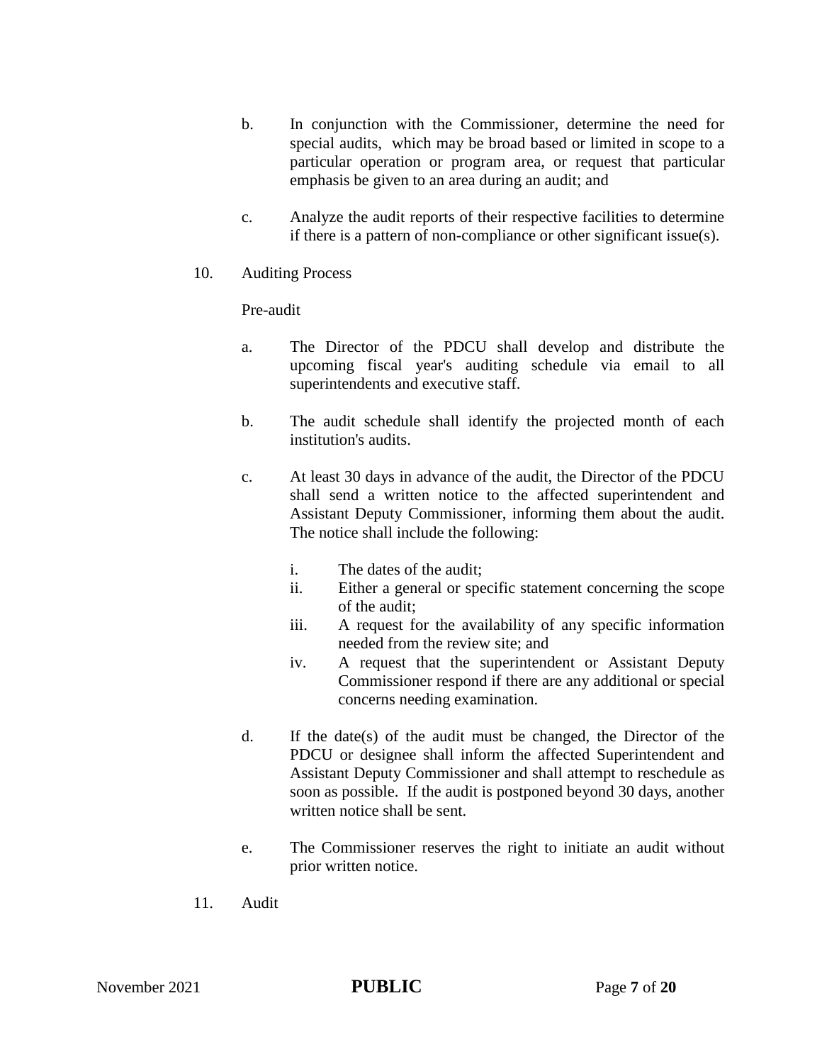b. In conjunction with the Commissioner, determine the need for special audits, which may be broad based or limited in scope to a particular operation or program area, or request that particular emphasis be given to an area during an audit; and

c. Analyze the audit reports of their respective facilities to determine if there is a pattern of non-compliance or other significant issue(s).

10. Auditing Process

Pre-audit

a. The Director of the PDCU shall develop and distribute the upcoming fiscal year's auditing schedule via email to all superintendents and executive staff.

b. The audit schedule shall identify the projected month of each institution's audits.

c. At least 30 days in advance of the audit, the Director of the PDCU shall send a written notice to the affected superintendent and Assistant Deputy Commissioner, informing them about the audit. The notice shall include the following:

   i. The dates of the audit;
   ii. Either a general or specific statement concerning the scope of the audit;
   iii. A request for the availability of any specific information needed from the review site; and
   iv. A request that the superintendent or Assistant Deputy Commissioner respond if there are any additional or special concerns needing examination.

d. If the date(s) of the audit must be changed, the Director of the PDCU or designee shall inform the affected Superintendent and Assistant Deputy Commissioner and shall attempt to reschedule as soon as possible. If the audit is postponed beyond 30 days, another written notice shall be sent.

e. The Commissioner reserves the right to initiate an audit without prior written notice.

11. Audit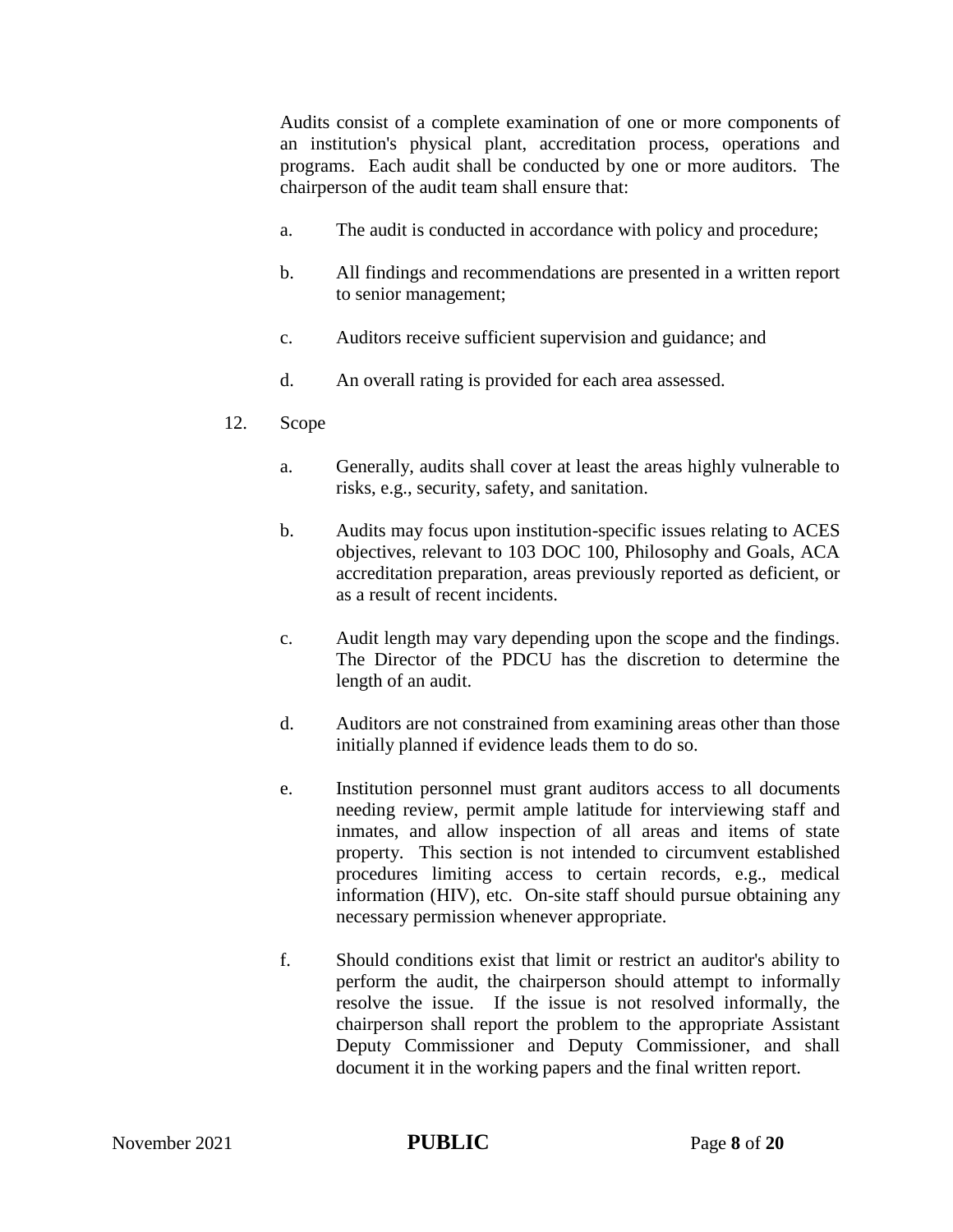Audits consist of a complete examination of one or more components of an institution's physical plant, accreditation process, operations and programs. Each audit shall be conducted by one or more auditors. The chairperson of the audit team shall ensure that:

a. The audit is conducted in accordance with policy and procedure;

b. All findings and recommendations are presented in a written report to senior management;

c. Auditors receive sufficient supervision and guidance; and

d. An overall rating is provided for each area assessed.

12. Scope

a. Generally, audits shall cover at least the areas highly vulnerable to risks, e.g., security, safety, and sanitation.

b. Audits may focus upon institution-specific issues relating to ACES objectives, relevant to 103 DOC 100, Philosophy and Goals, ACA accreditation preparation, areas previously reported as deficient, or as a result of recent incidents.

c. Audit length may vary depending upon the scope and the findings. The Director of the PDCU has the discretion to determine the length of an audit.

d. Auditors are not constrained from examining areas other than those initially planned if evidence leads them to do so.

e. Institution personnel must grant auditors access to all documents needing review, permit ample latitude for interviewing staff and inmates, and allow inspection of all areas and items of state property. This section is not intended to circumvent established procedures limiting access to certain records, e.g., medical information (HIV), etc. On-site staff should pursue obtaining any necessary permission whenever appropriate.

f. Should conditions exist that limit or restrict an auditor's ability to perform the audit, the chairperson should attempt to informally resolve the issue. If the issue is not resolved informally, the chairperson shall report the problem to the appropriate Assistant Deputy Commissioner and Deputy Commissioner, and shall document it in the working papers and the final written report.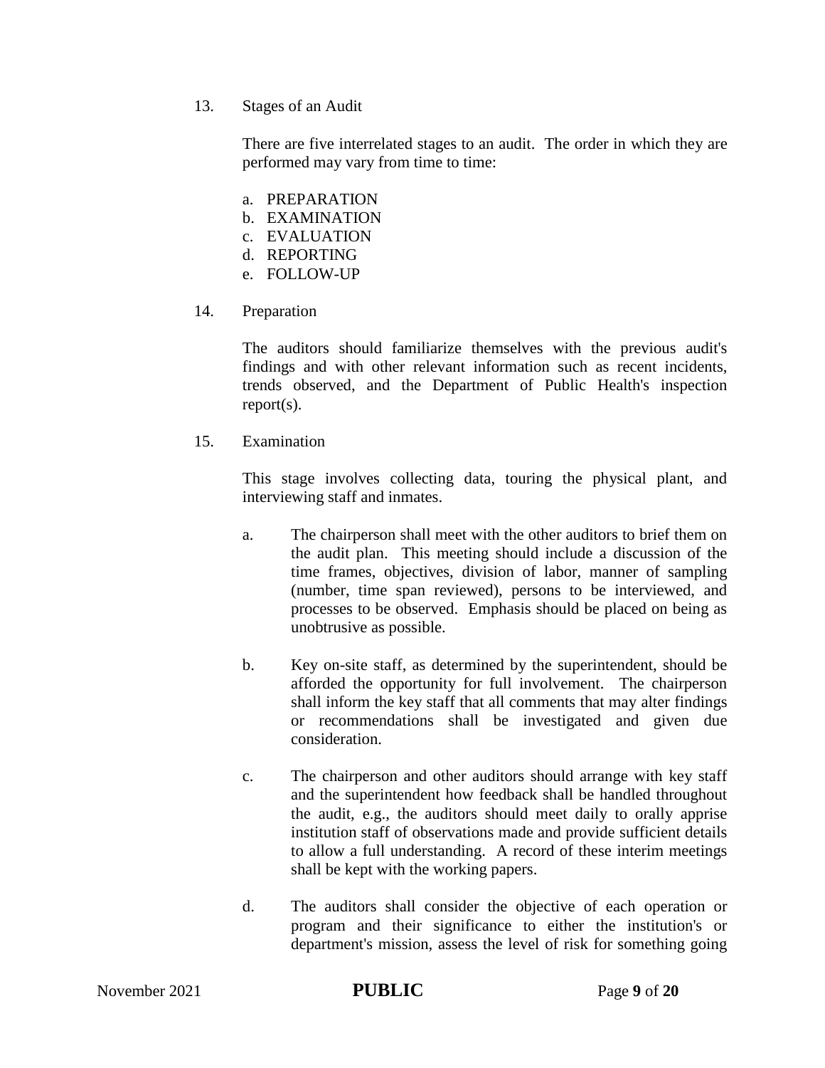13. Stages of an Audit

    There are five interrelated stages to an audit. The order in which they are performed may vary from time to time:

    a. PREPARATION
    b. EXAMINATION
    c. EVALUATION
    d. REPORTING
    e. FOLLOW-UP

14. Preparation

    The auditors should familiarize themselves with the previous audit's findings and with other relevant information such as recent incidents, trends observed, and the Department of Public Health's inspection report(s).

15. Examination

    This stage involves collecting data, touring the physical plant, and interviewing staff and inmates.

    a. The chairperson shall meet with the other auditors to brief them on the audit plan. This meeting should include a discussion of the time frames, objectives, division of labor, manner of sampling (number, time span reviewed), persons to be interviewed, and processes to be observed. Emphasis should be placed on being as unobtrusive as possible.

    b. Key on-site staff, as determined by the superintendent, should be afforded the opportunity for full involvement. The chairperson shall inform the key staff that all comments that may alter findings or recommendations shall be investigated and given due consideration.

    c. The chairperson and other auditors should arrange with key staff and the superintendent how feedback shall be handled throughout the audit, e.g., the auditors should meet daily to orally apprise institution staff of observations made and provide sufficient details to allow a full understanding. A record of these interim meetings shall be kept with the working papers.

    d. The auditors shall consider the objective of each operation or program and their significance to either the institution's or department's mission, assess the level of risk for something going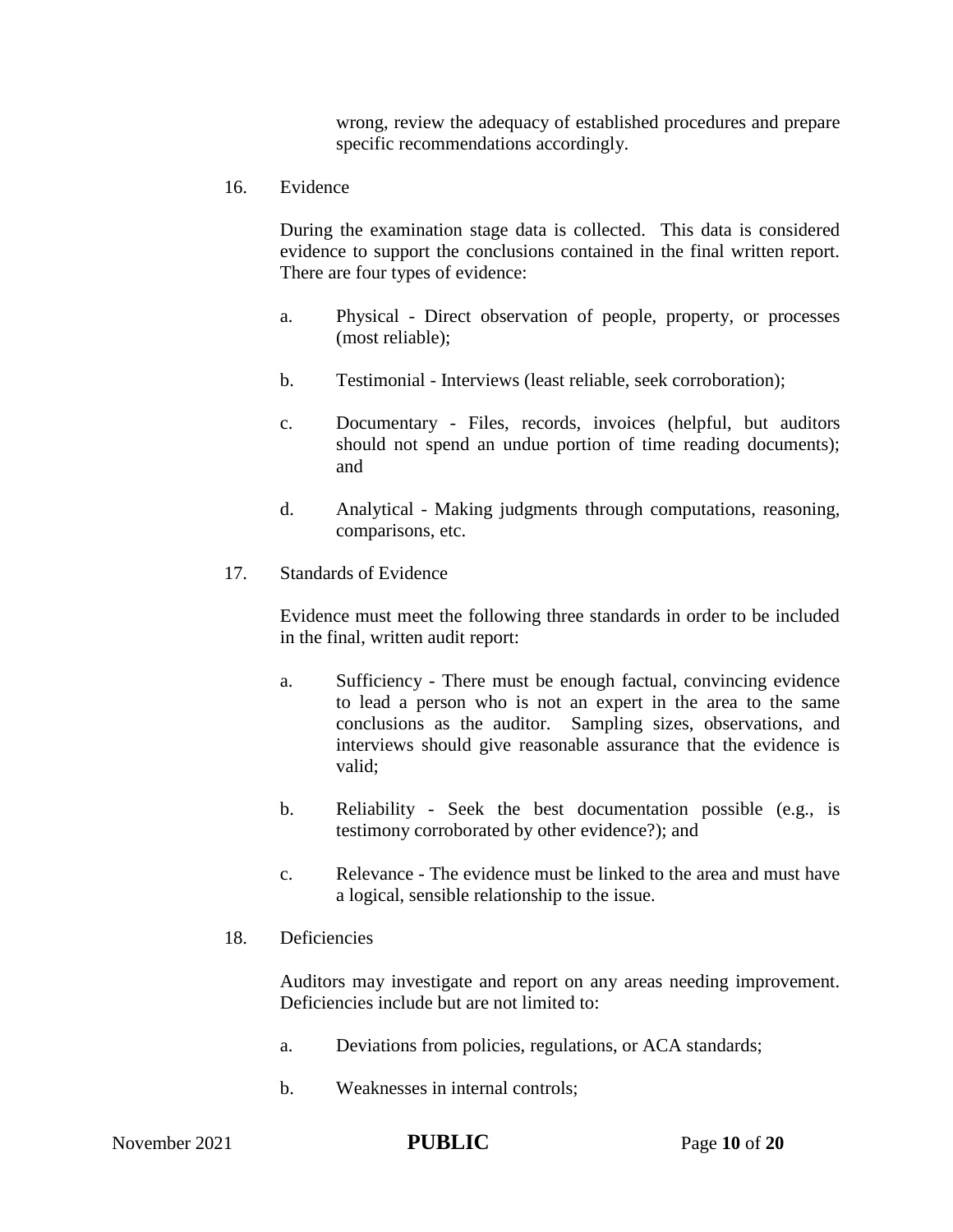wrong, review the adequacy of established procedures and prepare specific recommendations accordingly.

16. Evidence

During the examination stage data is collected. This data is considered evidence to support the conclusions contained in the final written report. There are four types of evidence:

a. Physical - Direct observation of people, property, or processes (most reliable);

b. Testimonial - Interviews (least reliable, seek corroboration);

c. Documentary - Files, records, invoices (helpful, but auditors should not spend an undue portion of time reading documents); and

d. Analytical - Making judgments through computations, reasoning, comparisons, etc.

17. Standards of Evidence

Evidence must meet the following three standards in order to be included in the final, written audit report:

a. Sufficiency - There must be enough factual, convincing evidence to lead a person who is not an expert in the area to the same conclusions as the auditor. Sampling sizes, observations, and interviews should give reasonable assurance that the evidence is valid;

b. Reliability - Seek the best documentation possible (e.g., is testimony corroborated by other evidence?); and

c. Relevance - The evidence must be linked to the area and must have a logical, sensible relationship to the issue.

18. Deficiencies

Auditors may investigate and report on any areas needing improvement. Deficiencies include but are not limited to:

a. Deviations from policies, regulations, or ACA standards;

b. Weaknesses in internal controls;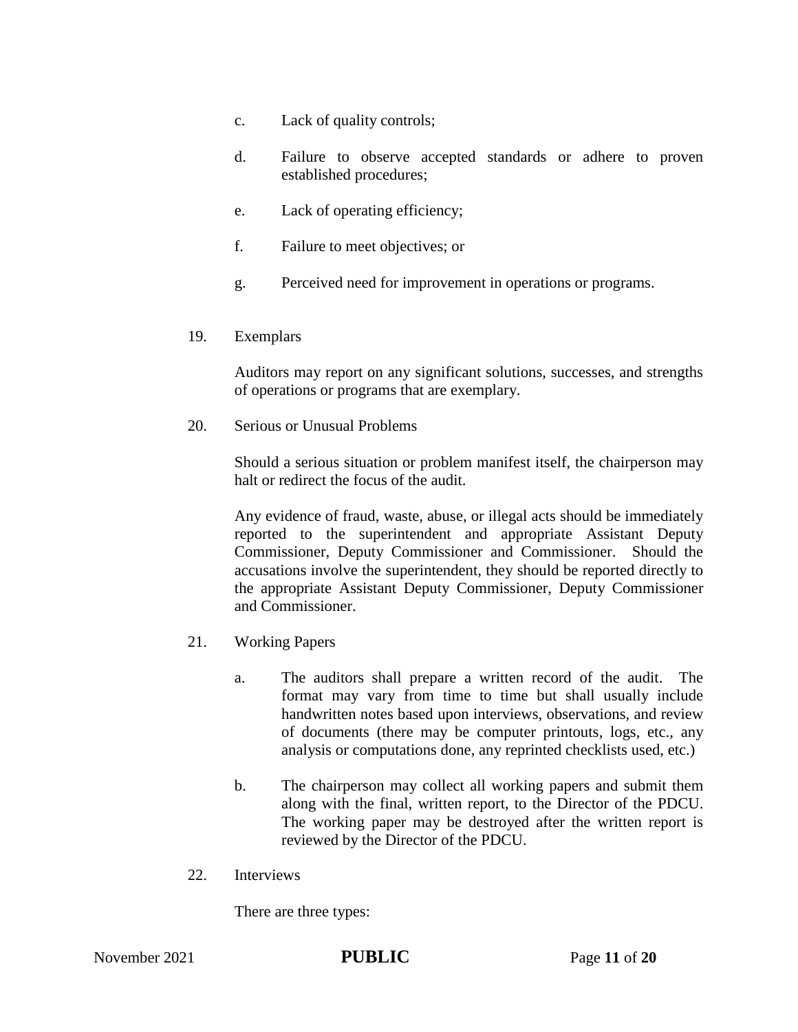c. Lack of quality controls;

d. Failure to observe accepted standards or adhere to proven established procedures;

e. Lack of operating efficiency;

f. Failure to meet objectives; or

g. Perceived need for improvement in operations or programs.

19. Exemplars

Auditors may report on any significant solutions, successes, and strengths of operations or programs that are exemplary.

20. Serious or Unusual Problems

Should a serious situation or problem manifest itself, the chairperson may halt or redirect the focus of the audit.

Any evidence of fraud, waste, abuse, or illegal acts should be immediately reported to the superintendent and appropriate Assistant Deputy Commissioner, Deputy Commissioner and Commissioner. Should the accusations involve the superintendent, they should be reported directly to the appropriate Assistant Deputy Commissioner, Deputy Commissioner and Commissioner.

21. Working Papers

a. The auditors shall prepare a written record of the audit. The format may vary from time to time but shall usually include handwritten notes based upon interviews, observations, and review of documents (there may be computer printouts, logs, etc., any analysis or computations done, any reprinted checklists used, etc.)

b. The chairperson may collect all working papers and submit them along with the final, written report, to the Director of the PDCU. The working paper may be destroyed after the written report is reviewed by the Director of the PDCU.

22. Interviews

There are three types: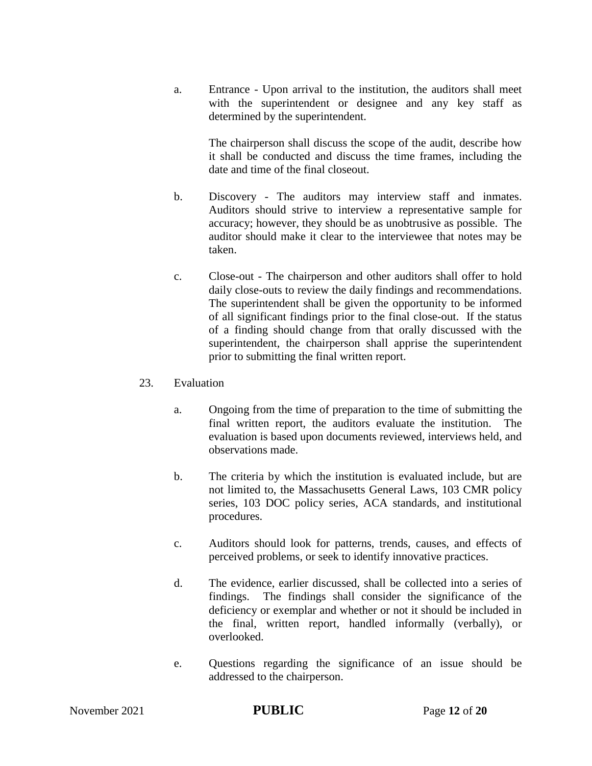a. Entrance - Upon arrival to the institution, the auditors shall meet with the superintendent or designee and any key staff as determined by the superintendent.

   The chairperson shall discuss the scope of the audit, describe how it shall be conducted and discuss the time frames, including the date and time of the final closeout.

b. Discovery - The auditors may interview staff and inmates. Auditors should strive to interview a representative sample for accuracy; however, they should be as unobtrusive as possible. The auditor should make it clear to the interviewee that notes may be taken.

c. Close-out - The chairperson and other auditors shall offer to hold daily close-outs to review the daily findings and recommendations. The superintendent shall be given the opportunity to be informed of all significant findings prior to the final close-out. If the status of a finding should change from that orally discussed with the superintendent, the chairperson shall apprise the superintendent prior to submitting the final written report.

23. Evaluation

    a. Ongoing from the time of preparation to the time of submitting the final written report, the auditors evaluate the institution. The evaluation is based upon documents reviewed, interviews held, and observations made.

    b. The criteria by which the institution is evaluated include, but are not limited to, the Massachusetts General Laws, 103 CMR policy series, 103 DOC policy series, ACA standards, and institutional procedures.

    c. Auditors should look for patterns, trends, causes, and effects of perceived problems, or seek to identify innovative practices.

    d. The evidence, earlier discussed, shall be collected into a series of findings. The findings shall consider the significance of the deficiency or exemplar and whether or not it should be included in the final, written report, handled informally (verbally), or overlooked.

    e. Questions regarding the significance of an issue should be addressed to the chairperson.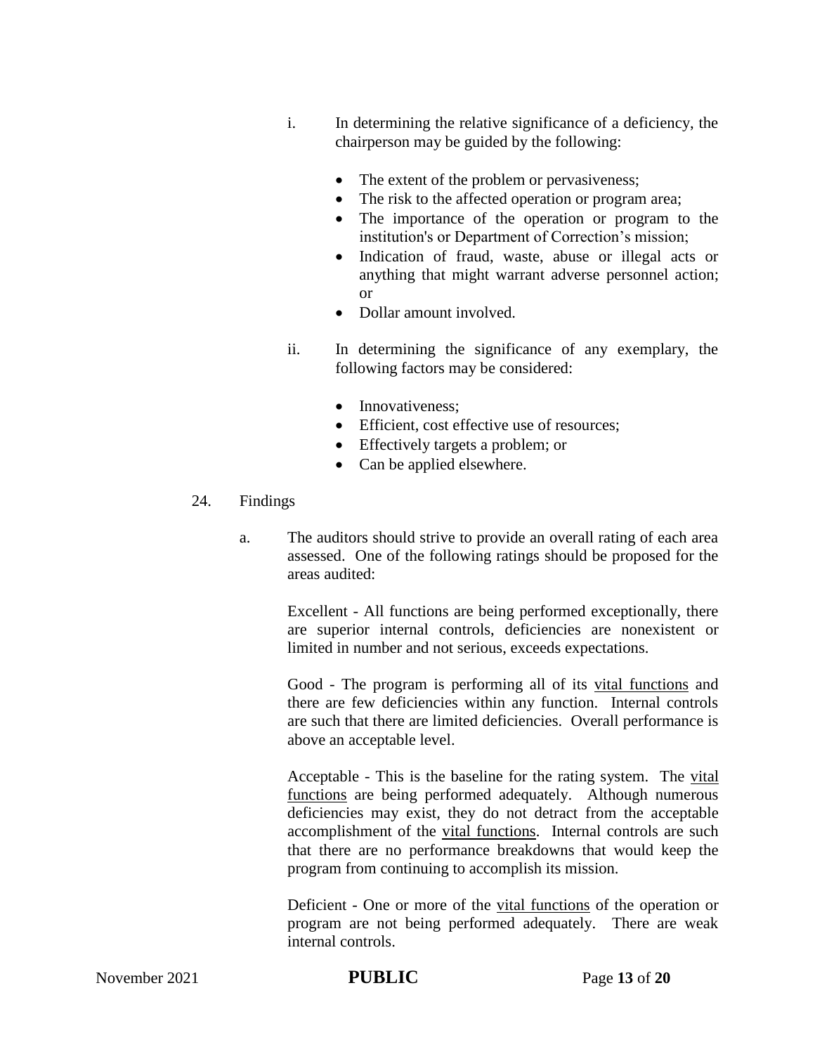i. In determining the relative significance of a deficiency, the chairperson may be guided by the following:

- The extent of the problem or pervasiveness;
- The risk to the affected operation or program area;
- The importance of the operation or program to the institution's or Department of Correction's mission;
- Indication of fraud, waste, abuse or illegal acts or anything that might warrant adverse personnel action; or
- Dollar amount involved.

ii. In determining the significance of any exemplary, the following factors may be considered:

- Innovativeness;
- Efficient, cost effective use of resources;
- Effectively targets a problem; or
- Can be applied elsewhere.

24. Findings

a. The auditors should strive to provide an overall rating of each area assessed. One of the following ratings should be proposed for the areas audited:

Excellent - All functions are being performed exceptionally, there are superior internal controls, deficiencies are nonexistent or limited in number and not serious, exceeds expectations.

Good - The program is performing all of its <u>vital functions</u> and there are few deficiencies within any function. Internal controls are such that there are limited deficiencies. Overall performance is above an acceptable level.

Acceptable - This is the baseline for the rating system. The <u>vital functions</u> are being performed adequately. Although numerous deficiencies may exist, they do not detract from the acceptable accomplishment of the <u>vital functions</u>. Internal controls are such that there are no performance breakdowns that would keep the program from continuing to accomplish its mission.

Deficient - One or more of the <u>vital functions</u> of the operation or program are not being performed adequately. There are weak internal controls.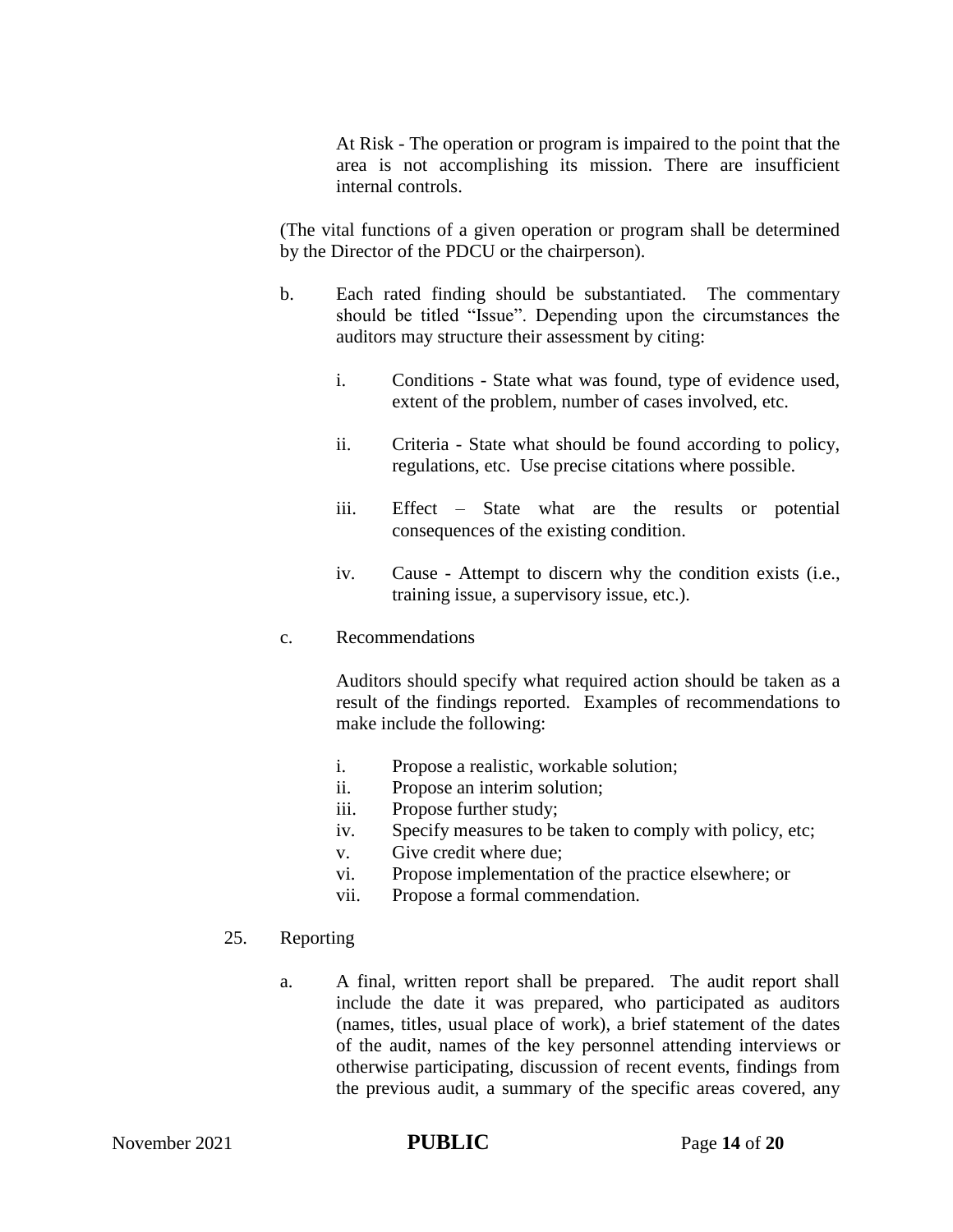At Risk - The operation or program is impaired to the point that the area is not accomplishing its mission. There are insufficient internal controls.

(The vital functions of a given operation or program shall be determined by the Director of the PDCU or the chairperson).

b. Each rated finding should be substantiated. The commentary should be titled "Issue". Depending upon the circumstances the auditors may structure their assessment by citing:

   i. Conditions - State what was found, type of evidence used, extent of the problem, number of cases involved, etc.

   ii. Criteria - State what should be found according to policy, regulations, etc. Use precise citations where possible.

   iii. Effect – State what are the results or potential consequences of the existing condition.

   iv. Cause - Attempt to discern why the condition exists (i.e., training issue, a supervisory issue, etc.).

c. Recommendations

   Auditors should specify what required action should be taken as a result of the findings reported. Examples of recommendations to make include the following:

   i. Propose a realistic, workable solution;
   ii. Propose an interim solution;
   iii. Propose further study;
   iv. Specify measures to be taken to comply with policy, etc;
   v. Give credit where due;
   vi. Propose implementation of the practice elsewhere; or
   vii. Propose a formal commendation.

25. Reporting

   a. A final, written report shall be prepared. The audit report shall include the date it was prepared, who participated as auditors (names, titles, usual place of work), a brief statement of the dates of the audit, names of the key personnel attending interviews or otherwise participating, discussion of recent events, findings from the previous audit, a summary of the specific areas covered, any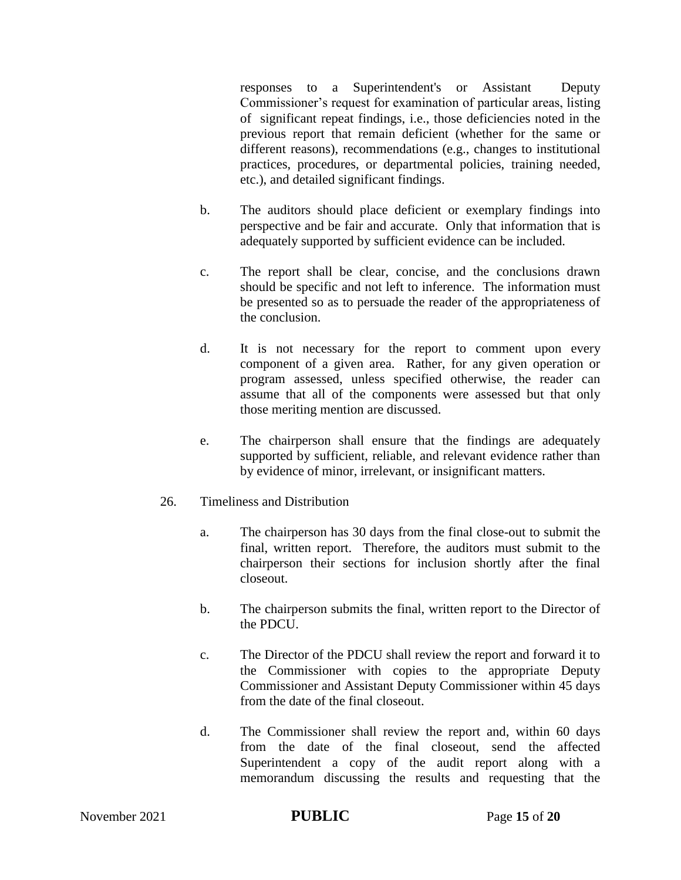responses to a Superintendent's or Assistant Deputy Commissioner's request for examination of particular areas, listing of significant repeat findings, i.e., those deficiencies noted in the previous report that remain deficient (whether for the same or different reasons), recommendations (e.g., changes to institutional practices, procedures, or departmental policies, training needed, etc.), and detailed significant findings.

b. The auditors should place deficient or exemplary findings into perspective and be fair and accurate. Only that information that is adequately supported by sufficient evidence can be included.

c. The report shall be clear, concise, and the conclusions drawn should be specific and not left to inference. The information must be presented so as to persuade the reader of the appropriateness of the conclusion.

d. It is not necessary for the report to comment upon every component of a given area. Rather, for any given operation or program assessed, unless specified otherwise, the reader can assume that all of the components were assessed but that only those meriting mention are discussed.

e. The chairperson shall ensure that the findings are adequately supported by sufficient, reliable, and relevant evidence rather than by evidence of minor, irrelevant, or insignificant matters.

26. Timeliness and Distribution

a. The chairperson has 30 days from the final close-out to submit the final, written report. Therefore, the auditors must submit to the chairperson their sections for inclusion shortly after the final closeout.

b. The chairperson submits the final, written report to the Director of the PDCU.

c. The Director of the PDCU shall review the report and forward it to the Commissioner with copies to the appropriate Deputy Commissioner and Assistant Deputy Commissioner within 45 days from the date of the final closeout.

d. The Commissioner shall review the report and, within 60 days from the date of the final closeout, send the affected Superintendent a copy of the audit report along with a memorandum discussing the results and requesting that the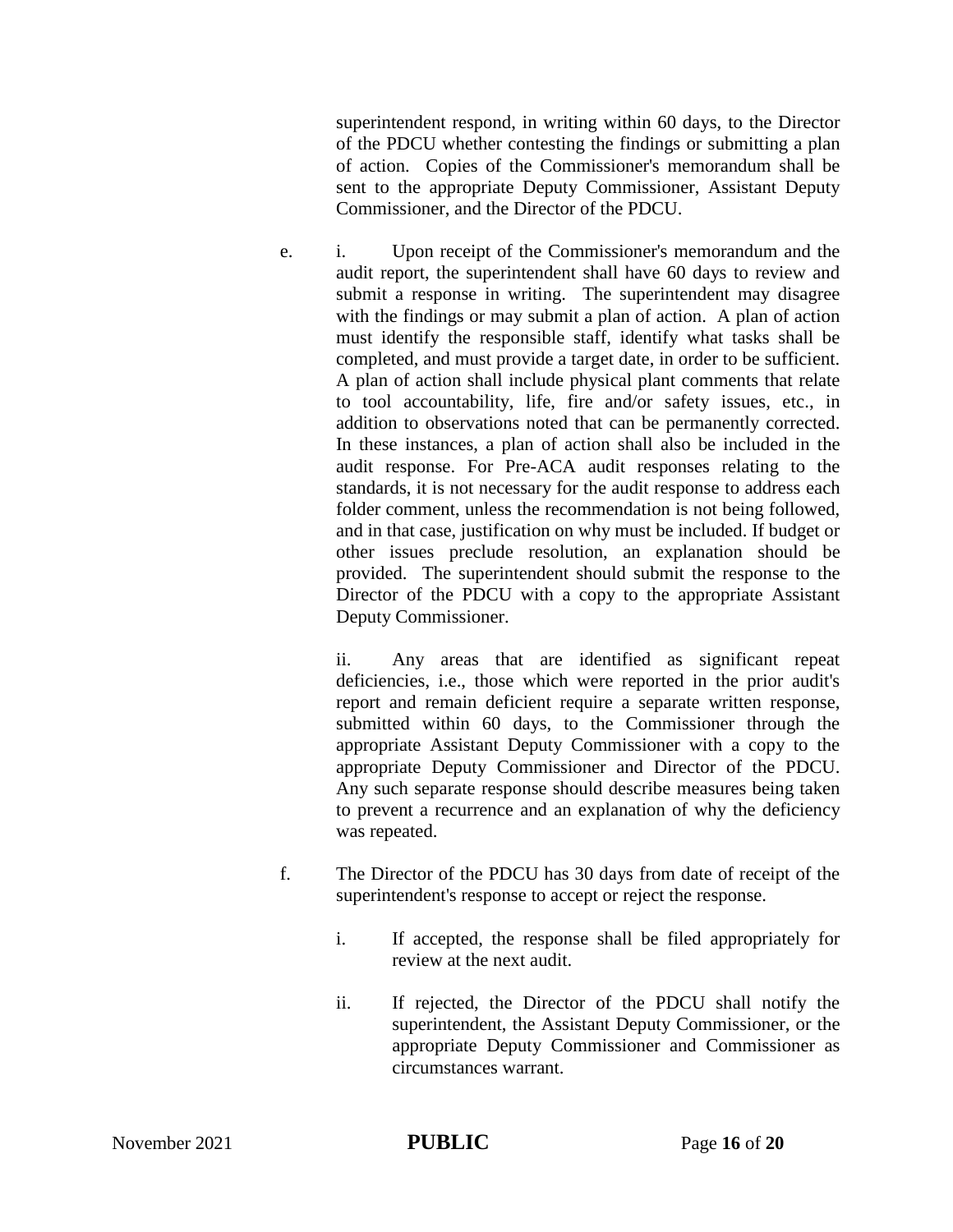superintendent respond, in writing within 60 days, to the Director of the PDCU whether contesting the findings or submitting a plan of action. Copies of the Commissioner's memorandum shall be sent to the appropriate Deputy Commissioner, Assistant Deputy Commissioner, and the Director of the PDCU.

e. i. Upon receipt of the Commissioner's memorandum and the audit report, the superintendent shall have 60 days to review and submit a response in writing. The superintendent may disagree with the findings or may submit a plan of action. A plan of action must identify the responsible staff, identify what tasks shall be completed, and must provide a target date, in order to be sufficient. A plan of action shall include physical plant comments that relate to tool accountability, life, fire and/or safety issues, etc., in addition to observations noted that can be permanently corrected. In these instances, a plan of action shall also be included in the audit response. For Pre-ACA audit responses relating to the standards, it is not necessary for the audit response to address each folder comment, unless the recommendation is not being followed, and in that case, justification on why must be included. If budget or other issues preclude resolution, an explanation should be provided. The superintendent should submit the response to the Director of the PDCU with a copy to the appropriate Assistant Deputy Commissioner.

   ii. Any areas that are identified as significant repeat deficiencies, i.e., those which were reported in the prior audit's report and remain deficient require a separate written response, submitted within 60 days, to the Commissioner through the appropriate Assistant Deputy Commissioner with a copy to the appropriate Deputy Commissioner and Director of the PDCU. Any such separate response should describe measures being taken to prevent a recurrence and an explanation of why the deficiency was repeated.

f. The Director of the PDCU has 30 days from date of receipt of the superintendent's response to accept or reject the response.

   i. If accepted, the response shall be filed appropriately for review at the next audit.

   ii. If rejected, the Director of the PDCU shall notify the superintendent, the Assistant Deputy Commissioner, or the appropriate Deputy Commissioner and Commissioner as circumstances warrant.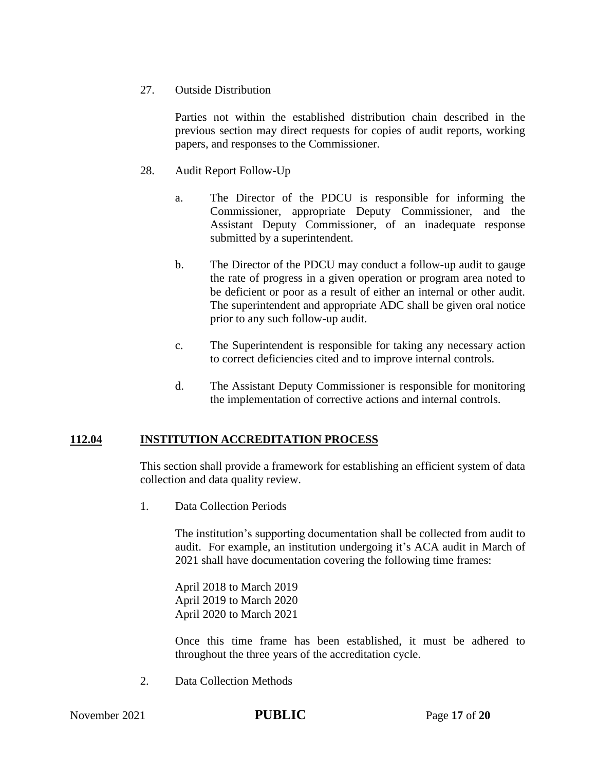27. Outside Distribution

    Parties not within the established distribution chain described in the previous section may direct requests for copies of audit reports, working papers, and responses to the Commissioner.

28. Audit Report Follow-Up

    a. The Director of the PDCU is responsible for informing the Commissioner, appropriate Deputy Commissioner, and the Assistant Deputy Commissioner, of an inadequate response submitted by a superintendent.

    b. The Director of the PDCU may conduct a follow-up audit to gauge the rate of progress in a given operation or program area noted to be deficient or poor as a result of either an internal or other audit. The superintendent and appropriate ADC shall be given oral notice prior to any such follow-up audit.

    c. The Superintendent is responsible for taking any necessary action to correct deficiencies cited and to improve internal controls.

    d. The Assistant Deputy Commissioner is responsible for monitoring the implementation of corrective actions and internal controls.

## 112.04 INSTITUTION ACCREDITATION PROCESS

This section shall provide a framework for establishing an efficient system of data collection and data quality review.

1. Data Collection Periods

   The institution's supporting documentation shall be collected from audit to audit. For example, an institution undergoing it's ACA audit in March of 2021 shall have documentation covering the following time frames:

   April 2018 to March 2019
   April 2019 to March 2020
   April 2020 to March 2021

   Once this time frame has been established, it must be adhered to throughout the three years of the accreditation cycle.

2. Data Collection Methods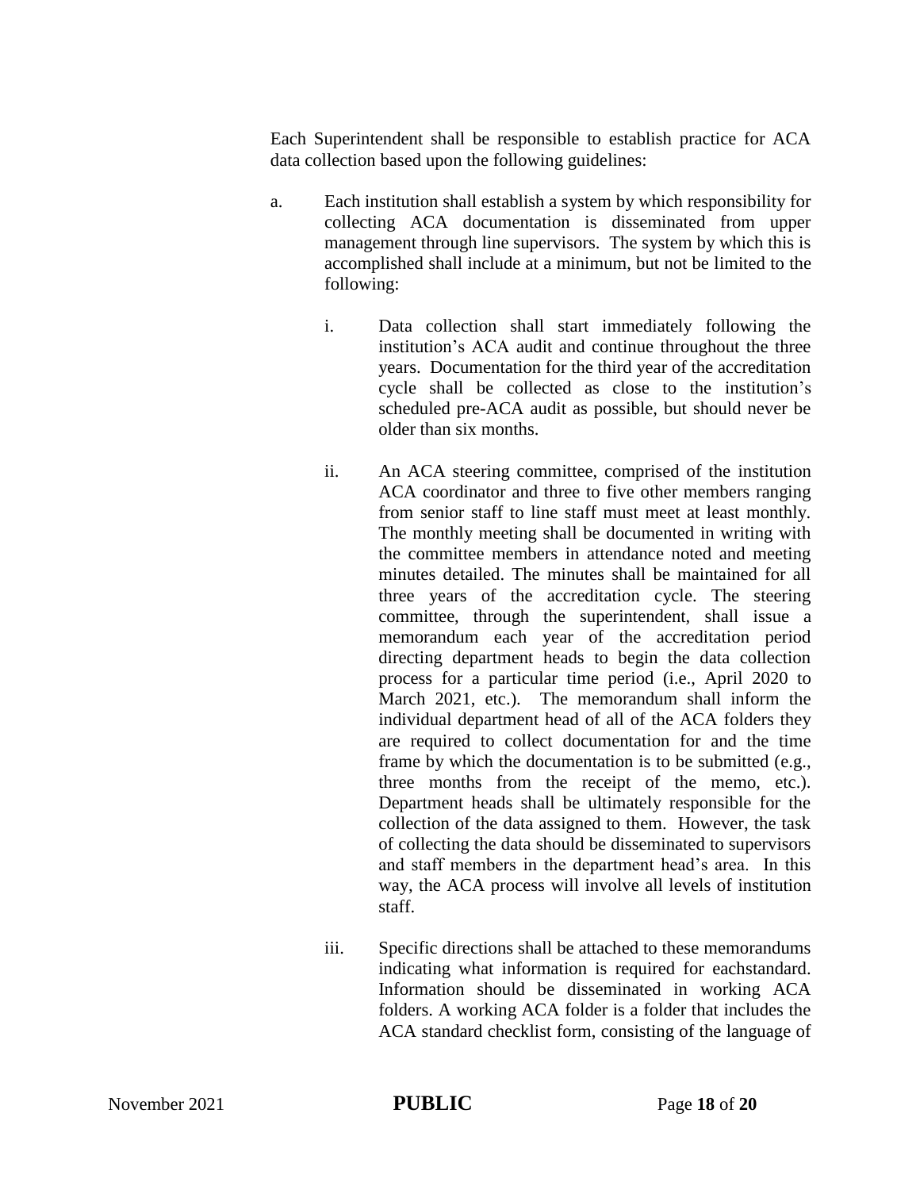Each Superintendent shall be responsible to establish practice for ACA data collection based upon the following guidelines:

a. Each institution shall establish a system by which responsibility for collecting ACA documentation is disseminated from upper management through line supervisors. The system by which this is accomplished shall include at a minimum, but not be limited to the following:

   i. Data collection shall start immediately following the institution's ACA audit and continue throughout the three years. Documentation for the third year of the accreditation cycle shall be collected as close to the institution's scheduled pre-ACA audit as possible, but should never be older than six months.

   ii. An ACA steering committee, comprised of the institution ACA coordinator and three to five other members ranging from senior staff to line staff must meet at least monthly. The monthly meeting shall be documented in writing with the committee members in attendance noted and meeting minutes detailed. The minutes shall be maintained for all three years of the accreditation cycle. The steering committee, through the superintendent, shall issue a memorandum each year of the accreditation period directing department heads to begin the data collection process for a particular time period (i.e., April 2020 to March 2021, etc.). The memorandum shall inform the individual department head of all of the ACA folders they are required to collect documentation for and the time frame by which the documentation is to be submitted (e.g., three months from the receipt of the memo, etc.). Department heads shall be ultimately responsible for the collection of the data assigned to them. However, the task of collecting the data should be disseminated to supervisors and staff members in the department head's area. In this way, the ACA process will involve all levels of institution staff.

   iii. Specific directions shall be attached to these memorandums indicating what information is required for eachstandard. Information should be disseminated in working ACA folders. A working ACA folder is a folder that includes the ACA standard checklist form, consisting of the language of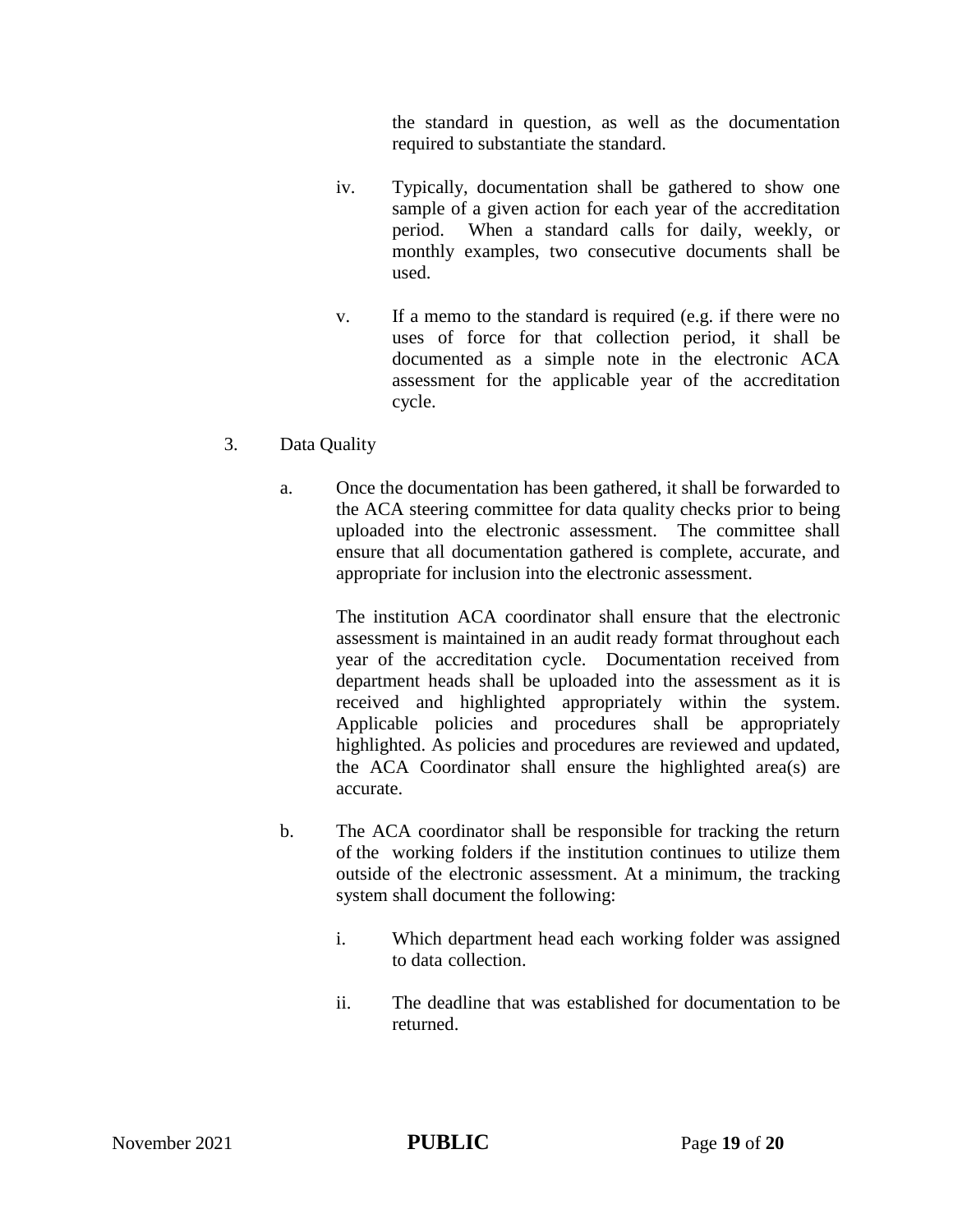the standard in question, as well as the documentation required to substantiate the standard.

iv. Typically, documentation shall be gathered to show one sample of a given action for each year of the accreditation period. When a standard calls for daily, weekly, or monthly examples, two consecutive documents shall be used.

v. If a memo to the standard is required (e.g. if there were no uses of force for that collection period, it shall be documented as a simple note in the electronic ACA assessment for the applicable year of the accreditation cycle.

3. Data Quality

a. Once the documentation has been gathered, it shall be forwarded to the ACA steering committee for data quality checks prior to being uploaded into the electronic assessment. The committee shall ensure that all documentation gathered is complete, accurate, and appropriate for inclusion into the electronic assessment.

The institution ACA coordinator shall ensure that the electronic assessment is maintained in an audit ready format throughout each year of the accreditation cycle. Documentation received from department heads shall be uploaded into the assessment as it is received and highlighted appropriately within the system. Applicable policies and procedures shall be appropriately highlighted. As policies and procedures are reviewed and updated, the ACA Coordinator shall ensure the highlighted area(s) are accurate.

b. The ACA coordinator shall be responsible for tracking the return of the working folders if the institution continues to utilize them outside of the electronic assessment. At a minimum, the tracking system shall document the following:

i. Which department head each working folder was assigned to data collection.

ii. The deadline that was established for documentation to be returned.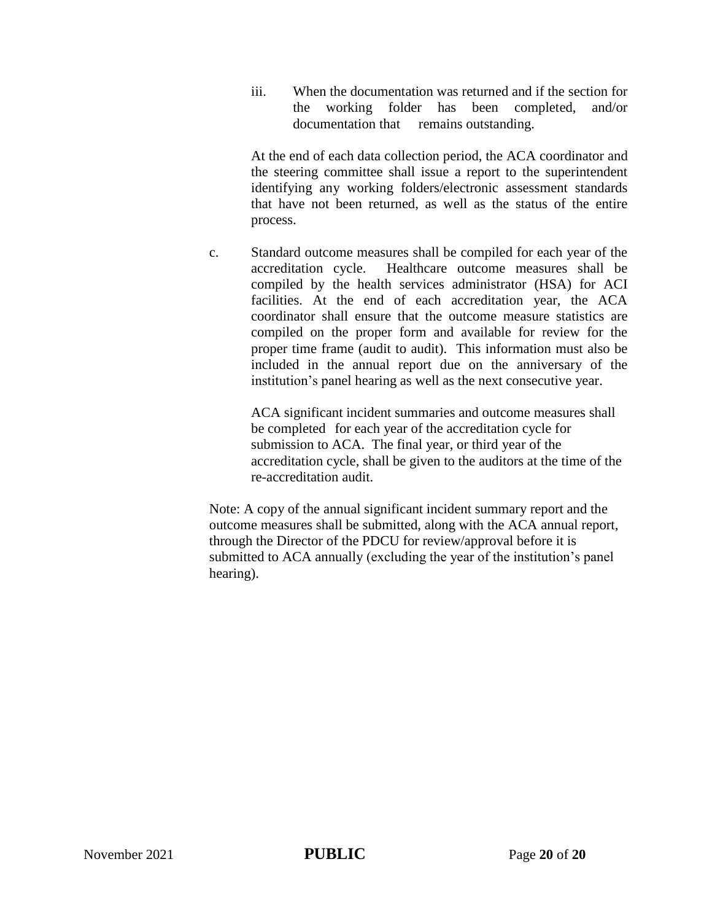iii. When the documentation was returned and if the section for the working folder has been completed, and/or documentation that remains outstanding.

At the end of each data collection period, the ACA coordinator and the steering committee shall issue a report to the superintendent identifying any working folders/electronic assessment standards that have not been returned, as well as the status of the entire process.

c. Standard outcome measures shall be compiled for each year of the accreditation cycle. Healthcare outcome measures shall be compiled by the health services administrator (HSA) for ACI facilities. At the end of each accreditation year, the ACA coordinator shall ensure that the outcome measure statistics are compiled on the proper form and available for review for the proper time frame (audit to audit). This information must also be included in the annual report due on the anniversary of the institution's panel hearing as well as the next consecutive year.

ACA significant incident summaries and outcome measures shall be completed for each year of the accreditation cycle for submission to ACA. The final year, or third year of the accreditation cycle, shall be given to the auditors at the time of the re-accreditation audit.

Note: A copy of the annual significant incident summary report and the outcome measures shall be submitted, along with the ACA annual report, through the Director of the PDCU for review/approval before it is submitted to ACA annually (excluding the year of the institution's panel hearing).